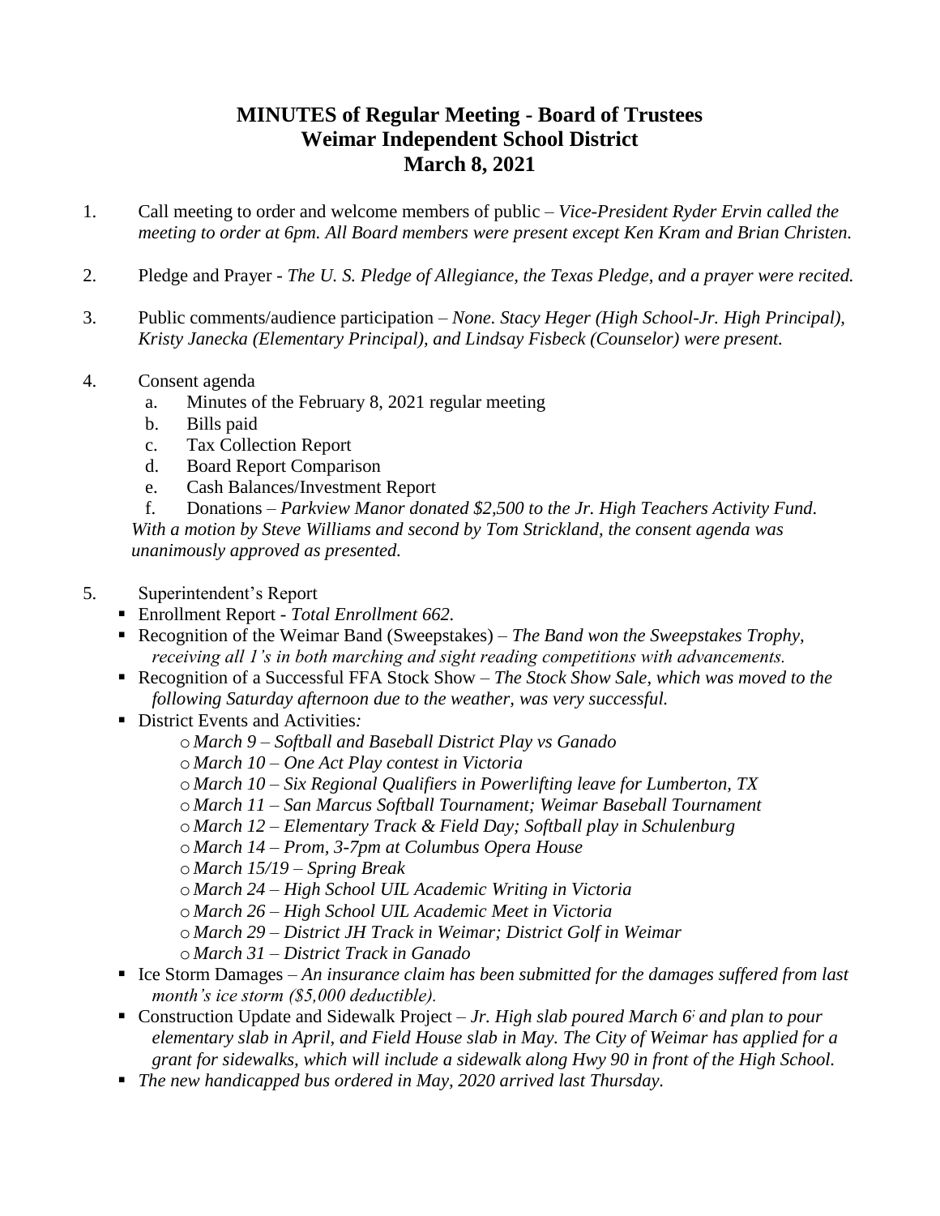# MINUTES of Regular Meeting - Board of Trustees
# Weimar Independent School District
# March 8, 2021

1. Call meeting to order and welcome members of public – *Vice-President Ryder Ervin called the meeting to order at 6pm. All Board members were present except Ken Kram and Brian Christen.*

2. Pledge and Prayer - *The U. S. Pledge of Allegiance, the Texas Pledge, and a prayer were recited.*

3. Public comments/audience participation – *None. Stacy Heger (High School-Jr. High Principal), Kristy Janecka (Elementary Principal), and Lindsay Fisbeck (Counselor) were present.*

4. Consent agenda
   a. Minutes of the February 8, 2021 regular meeting
   b. Bills paid
   c. Tax Collection Report
   d. Board Report Comparison
   e. Cash Balances/Investment Report
   f. Donations – *Parkview Manor donated $2,500 to the Jr. High Teachers Activity Fund.*

   *With a motion by Steve Williams and second by Tom Strickland, the consent agenda was unanimously approved as presented.*

5. Superintendent's Report
   - Enrollment Report - *Total Enrollment 662.*
   - Recognition of the Weimar Band (Sweepstakes) – *The Band won the Sweepstakes Trophy, receiving all 1's in both marching and sight reading competitions with advancements.*
   - Recognition of a Successful FFA Stock Show – *The Stock Show Sale, which was moved to the following Saturday afternoon due to the weather, was very successful.*
   - District Events and Activities*:*
     - *March 9 – Softball and Baseball District Play vs Ganado*
     - *March 10 – One Act Play contest in Victoria*
     - *March 10 – Six Regional Qualifiers in Powerlifting leave for Lumberton, TX*
     - *March 11 – San Marcus Softball Tournament; Weimar Baseball Tournament*
     - *March 12 – Elementary Track & Field Day; Softball play in Schulenburg*
     - *March 14 – Prom, 3-7pm at Columbus Opera House*
     - *March 15/19 – Spring Break*
     - *March 24 – High School UIL Academic Writing in Victoria*
     - *March 26 – High School UIL Academic Meet in Victoria*
     - *March 29 – District JH Track in Weimar; District Golf in Weimar*
     - *March 31 – District Track in Ganado*
   - Ice Storm Damages – *An insurance claim has been submitted for the damages suffered from last month's ice storm ($5,000 deductible).*
   - Construction Update and Sidewalk Project – *Jr. High slab poured March 6; and plan to pour elementary slab in April, and Field House slab in May. The City of Weimar has applied for a grant for sidewalks, which will include a sidewalk along Hwy 90 in front of the High School.*
   - *The new handicapped bus ordered in May, 2020 arrived last Thursday.*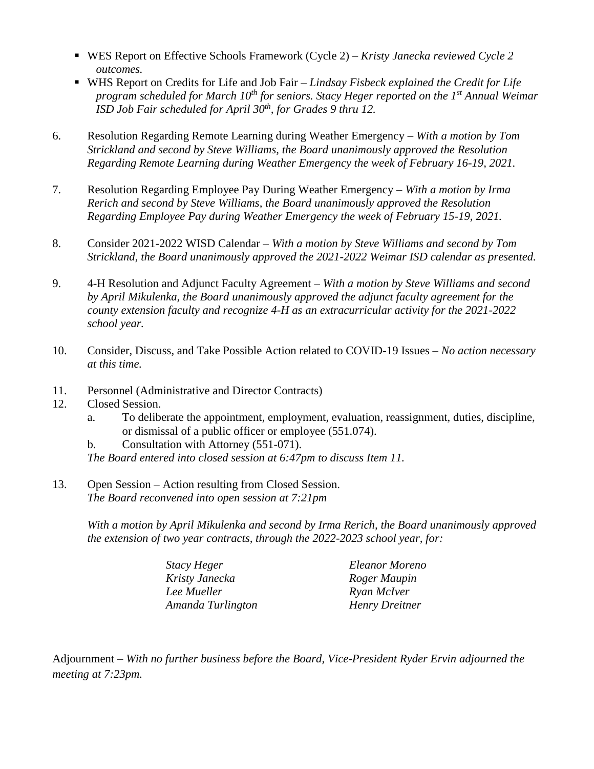- WES Report on Effective Schools Framework (Cycle 2) – *Kristy Janecka reviewed Cycle 2 outcomes.*
- WHS Report on Credits for Life and Job Fair – *Lindsay Fisbeck explained the Credit for Life program scheduled for March 10th for seniors. Stacy Heger reported on the 1st Annual Weimar ISD Job Fair scheduled for April 30th, for Grades 9 thru 12.*

6. Resolution Regarding Remote Learning during Weather Emergency – *With a motion by Tom Strickland and second by Steve Williams, the Board unanimously approved the Resolution Regarding Remote Learning during Weather Emergency the week of February 16-19, 2021.*

7. Resolution Regarding Employee Pay During Weather Emergency – *With a motion by Irma Rerich and second by Steve Williams, the Board unanimously approved the Resolution Regarding Employee Pay during Weather Emergency the week of February 15-19, 2021.*

8. Consider 2021-2022 WISD Calendar – *With a motion by Steve Williams and second by Tom Strickland, the Board unanimously approved the 2021-2022 Weimar ISD calendar as presented.*

9. 4-H Resolution and Adjunct Faculty Agreement – *With a motion by Steve Williams and second by April Mikulenka, the Board unanimously approved the adjunct faculty agreement for the county extension faculty and recognize 4-H as an extracurricular activity for the 2021-2022 school year.*

10. Consider, Discuss, and Take Possible Action related to COVID-19 Issues – *No action necessary at this time.*

11. Personnel (Administrative and Director Contracts)

12. Closed Session.
    a. To deliberate the appointment, employment, evaluation, reassignment, duties, discipline, or dismissal of a public officer or employee (551.074).
    b. Consultation with Attorney (551-071).

    *The Board entered into closed session at 6:47pm to discuss Item 11.*

13. Open Session – Action resulting from Closed Session.
    *The Board reconvened into open session at 7:21pm*

    *With a motion by April Mikulenka and second by Irma Rerich, the Board unanimously approved the extension of two year contracts, through the 2022-2023 school year, for:*

    | | |
    |---|---|
    | *Stacy Heger* | *Eleanor Moreno* |
    | *Kristy Janecka* | *Roger Maupin* |
    | *Lee Mueller* | *Ryan McIver* |
    | *Amanda Turlington* | *Henry Dreitner* |

Adjournment – *With no further business before the Board, Vice-President Ryder Ervin adjourned the meeting at 7:23pm.*